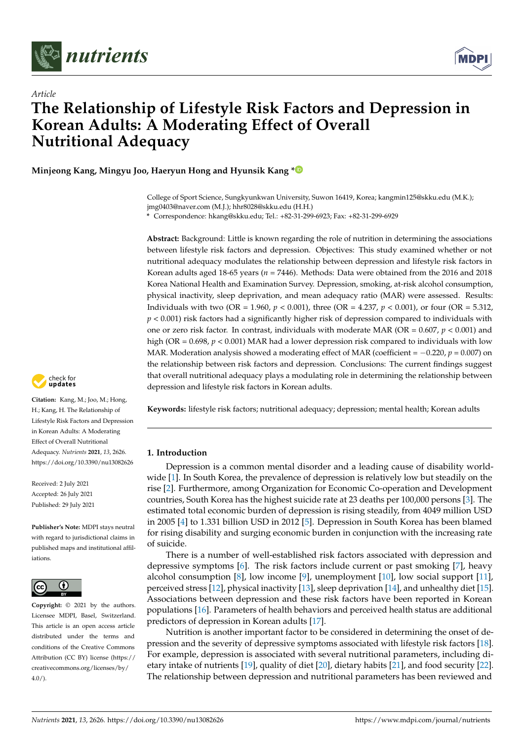*Article*

# The Relationship of Lifestyle Risk Factors and Depression in Korean Adults: A Moderating Effect of Overall Nutritional Adequacy

**Minjeong Kang, Mingyu Joo, Haeryun Hong and Hyunsik Kang ***

College of Sport Science, Sungkyunkwan University, Suwon 16419, Korea; kangmin125@skku.edu (M.K.); jmg0403@naver.com (M.J.); hhr8028@skku.edu (H.H.)

* Correspondence: hkang@skku.edu; Tel.: +82-31-299-6923; Fax: +82-31-299-6929

**Abstract:** Background: Little is known regarding the role of nutrition in determining the associations between lifestyle risk factors and depression. Objectives: This study examined whether or not nutritional adequacy modulates the relationship between depression and lifestyle risk factors in Korean adults aged 18-65 years ($n$ = 7446). Methods: Data were obtained from the 2016 and 2018 Korea National Health and Examination Survey. Depression, smoking, at-risk alcohol consumption, physical inactivity, sleep deprivation, and mean adequacy ratio (MAR) were assessed. Results: Individuals with two (OR = 1.960, $p < 0.001$), three (OR = 4.237, $p < 0.001$), or four (OR = 5.312, $p < 0.001$) risk factors had a significantly higher risk of depression compared to individuals with one or zero risk factor. In contrast, individuals with moderate MAR (OR = 0.607, $p < 0.001$) and high (OR = 0.698, $p < 0.001$) MAR had a lower depression risk compared to individuals with low MAR. Moderation analysis showed a moderating effect of MAR (coefficient = −0.220, $p$ = 0.007) on the relationship between risk factors and depression. Conclusions: The current findings suggest that overall nutritional adequacy plays a modulating role in determining the relationship between depression and lifestyle risk factors in Korean adults.

**Keywords:** lifestyle risk factors; nutritional adequacy; depression; mental health; Korean adults

**Citation:** Kang, M.; Joo, M.; Hong, H.; Kang, H. The Relationship of Lifestyle Risk Factors and Depression in Korean Adults: A Moderating Effect of Overall Nutritional Adequacy. *Nutrients* **2021**, *13*, 2626. https://doi.org/10.3390/nu13082626

Received: 2 July 2021
Accepted: 26 July 2021
Published: 29 July 2021

**Publisher's Note:** MDPI stays neutral with regard to jurisdictional claims in published maps and institutional affiliations.

**Copyright:** © 2021 by the authors. Licensee MDPI, Basel, Switzerland. This article is an open access article distributed under the terms and conditions of the Creative Commons Attribution (CC BY) license (https://creativecommons.org/licenses/by/4.0/).

## 1. Introduction

Depression is a common mental disorder and a leading cause of disability worldwide [1]. In South Korea, the prevalence of depression is relatively low but steadily on the rise [2]. Furthermore, among Organization for Economic Co-operation and Development countries, South Korea has the highest suicide rate at 23 deaths per 100,000 persons [3]. The estimated total economic burden of depression is rising steadily, from 4049 million USD in 2005 [4] to 1.331 billion USD in 2012 [5]. Depression in South Korea has been blamed for rising disability and surging economic burden in conjunction with the increasing rate of suicide.

There is a number of well-established risk factors associated with depression and depressive symptoms [6]. The risk factors include current or past smoking [7], heavy alcohol consumption [8], low income [9], unemployment [10], low social support [11], perceived stress [12], physical inactivity [13], sleep deprivation [14], and unhealthy diet [15]. Associations between depression and these risk factors have been reported in Korean populations [16]. Parameters of health behaviors and perceived health status are additional predictors of depression in Korean adults [17].

Nutrition is another important factor to be considered in determining the onset of depression and the severity of depressive symptoms associated with lifestyle risk factors [18]. For example, depression is associated with several nutritional parameters, including dietary intake of nutrients [19], quality of diet [20], dietary habits [21], and food security [22]. The relationship between depression and nutritional parameters has been reviewed and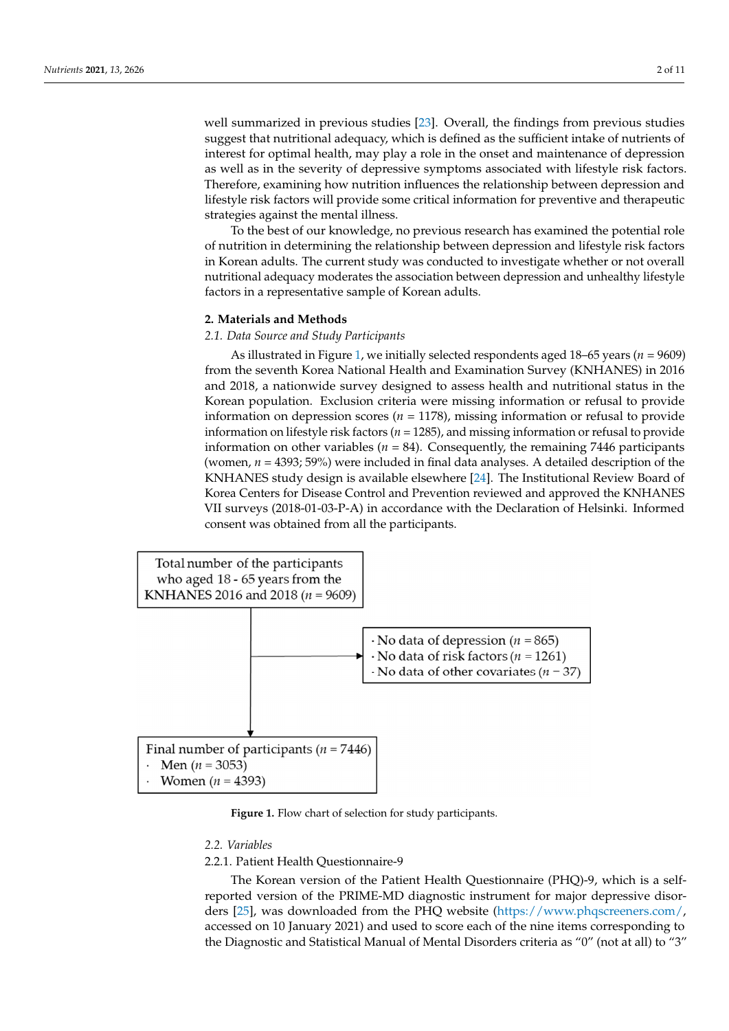well summarized in previous studies [23]. Overall, the findings from previous studies suggest that nutritional adequacy, which is defined as the sufficient intake of nutrients of interest for optimal health, may play a role in the onset and maintenance of depression as well as in the severity of depressive symptoms associated with lifestyle risk factors. Therefore, examining how nutrition influences the relationship between depression and lifestyle risk factors will provide some critical information for preventive and therapeutic strategies against the mental illness.

To the best of our knowledge, no previous research has examined the potential role of nutrition in determining the relationship between depression and lifestyle risk factors in Korean adults. The current study was conducted to investigate whether or not overall nutritional adequacy moderates the association between depression and unhealthy lifestyle factors in a representative sample of Korean adults.

## 2. Materials and Methods

### 2.1. Data Source and Study Participants

As illustrated in Figure 1, we initially selected respondents aged 18–65 years ($n$ = 9609) from the seventh Korea National Health and Examination Survey (KNHANES) in 2016 and 2018, a nationwide survey designed to assess health and nutritional status in the Korean population. Exclusion criteria were missing information or refusal to provide information on depression scores ($n$ = 1178), missing information or refusal to provide information on lifestyle risk factors ($n$ = 1285), and missing information or refusal to provide information on other variables ($n$ = 84). Consequently, the remaining 7446 participants (women, $n$ = 4393; 59%) were included in final data analyses. A detailed description of the KNHANES study design is available elsewhere [24]. The Institutional Review Board of Korea Centers for Disease Control and Prevention reviewed and approved the KNHANES VII surveys (2018-01-03-P-A) in accordance with the Declaration of Helsinki. Informed consent was obtained from all the participants.

Total number of the participants who aged 18 - 65 years from the KNHANES 2016 and 2018 ($n$ = 9609)

- No data of depression ($n$ = 865)
- No data of risk factors ($n$ = 1261)
- No data of other covariates ($n$ − 37)

Final number of participants ($n$ = 7446)
- Men ($n$ = 3053)
- Women ($n$ = 4393)

**Figure 1.** Flow chart of selection for study participants.

### 2.2. Variables

#### 2.2.1. Patient Health Questionnaire-9

The Korean version of the Patient Health Questionnaire (PHQ)-9, which is a self-reported version of the PRIME-MD diagnostic instrument for major depressive disorders [25], was downloaded from the PHQ website (https://www.phqscreeners.com/, accessed on 10 January 2021) and used to score each of the nine items corresponding to the Diagnostic and Statistical Manual of Mental Disorders criteria as "0" (not at all) to "3"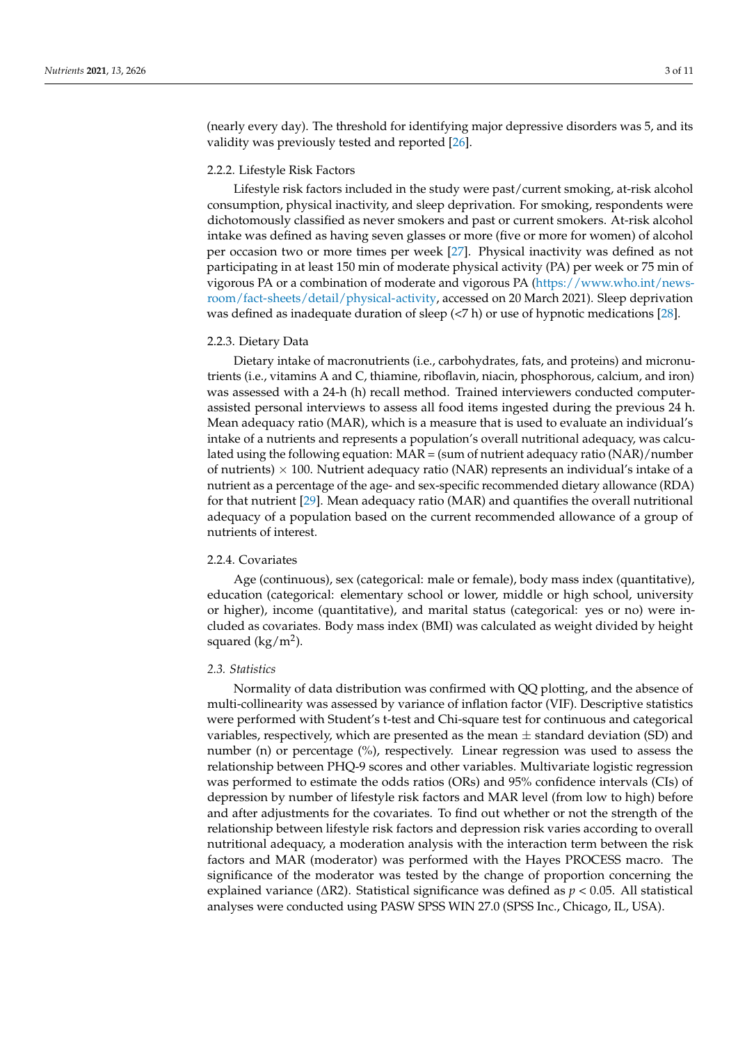(nearly every day). The threshold for identifying major depressive disorders was 5, and its validity was previously tested and reported [26].

#### 2.2.2. Lifestyle Risk Factors

Lifestyle risk factors included in the study were past/current smoking, at-risk alcohol consumption, physical inactivity, and sleep deprivation. For smoking, respondents were dichotomously classified as never smokers and past or current smokers. At-risk alcohol intake was defined as having seven glasses or more (five or more for women) of alcohol per occasion two or more times per week [27]. Physical inactivity was defined as not participating in at least 150 min of moderate physical activity (PA) per week or 75 min of vigorous PA or a combination of moderate and vigorous PA (https://www.who.int/news-room/fact-sheets/detail/physical-activity, accessed on 20 March 2021). Sleep deprivation was defined as inadequate duration of sleep (<7 h) or use of hypnotic medications [28].

#### 2.2.3. Dietary Data

Dietary intake of macronutrients (i.e., carbohydrates, fats, and proteins) and micronutrients (i.e., vitamins A and C, thiamine, riboflavin, niacin, phosphorous, calcium, and iron) was assessed with a 24-h (h) recall method. Trained interviewers conducted computer-assisted personal interviews to assess all food items ingested during the previous 24 h. Mean adequacy ratio (MAR), which is a measure that is used to evaluate an individual's intake of a nutrients and represents a population's overall nutritional adequacy, was calculated using the following equation: MAR = (sum of nutrient adequacy ratio (NAR)/number of nutrients) $\times$ 100. Nutrient adequacy ratio (NAR) represents an individual's intake of a nutrient as a percentage of the age- and sex-specific recommended dietary allowance (RDA) for that nutrient [29]. Mean adequacy ratio (MAR) and quantifies the overall nutritional adequacy of a population based on the current recommended allowance of a group of nutrients of interest.

#### 2.2.4. Covariates

Age (continuous), sex (categorical: male or female), body mass index (quantitative), education (categorical: elementary school or lower, middle or high school, university or higher), income (quantitative), and marital status (categorical: yes or no) were included as covariates. Body mass index (BMI) was calculated as weight divided by height squared ($kg/m^2$).

### *2.3. Statistics*

Normality of data distribution was confirmed with QQ plotting, and the absence of multi-collinearity was assessed by variance of inflation factor (VIF). Descriptive statistics were performed with Student's t-test and Chi-square test for continuous and categorical variables, respectively, which are presented as the mean $\pm$ standard deviation (SD) and number (n) or percentage (%), respectively. Linear regression was used to assess the relationship between PHQ-9 scores and other variables. Multivariate logistic regression was performed to estimate the odds ratios (ORs) and 95% confidence intervals (CIs) of depression by number of lifestyle risk factors and MAR level (from low to high) before and after adjustments for the covariates. To find out whether or not the strength of the relationship between lifestyle risk factors and depression risk varies according to overall nutritional adequacy, a moderation analysis with the interaction term between the risk factors and MAR (moderator) was performed with the Hayes PROCESS macro. The significance of the moderator was tested by the change of proportion concerning the explained variance ($\Delta$R2). Statistical significance was defined as $p < 0.05$. All statistical analyses were conducted using PASW SPSS WIN 27.0 (SPSS Inc., Chicago, IL, USA).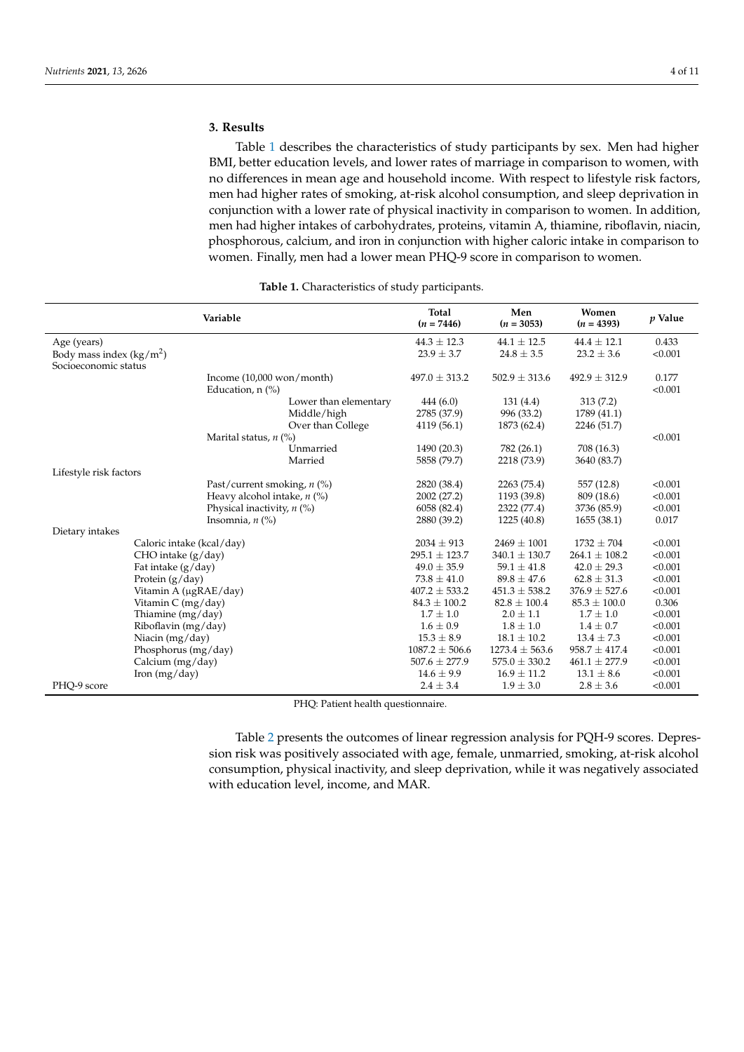## 3. Results

Table 1 describes the characteristics of study participants by sex. Men had higher BMI, better education levels, and lower rates of marriage in comparison to women, with no differences in mean age and household income. With respect to lifestyle risk factors, men had higher rates of smoking, at-risk alcohol consumption, and sleep deprivation in conjunction with a lower rate of physical inactivity in comparison to women. In addition, men had higher intakes of carbohydrates, proteins, vitamin A, thiamine, riboflavin, niacin, phosphorous, calcium, and iron in conjunction with higher caloric intake in comparison to women. Finally, men had a lower mean PHQ-9 score in comparison to women.

**Table 1.** Characteristics of study participants.

| Variable | Total (*n* = 7446) | Men (*n* = 3053) | Women (*n* = 4393) | *p* Value |
|---|---|---|---|---|
| Age (years) | 44.3 ± 12.3 | 44.1 ± 12.5 | 44.4 ± 12.1 | 0.433 |
| Body mass index (kg/m$^2$) | 23.9 ± 3.7 | 24.8 ± 3.5 | 23.2 ± 3.6 | <0.001 |
| Socioeconomic status | | | | |
| Income (10,000 won/month) | 497.0 ± 313.2 | 502.9 ± 313.6 | 492.9 ± 312.9 | 0.177 |
| Education, n (%) | | | | <0.001 |
| Lower than elementary | 444 (6.0) | 131 (4.4) | 313 (7.2) | |
| Middle/high | 2785 (37.9) | 996 (33.2) | 1789 (41.1) | |
| Over than College | 4119 (56.1) | 1873 (62.4) | 2246 (51.7) | |
| Marital status, *n* (%) | | | | <0.001 |
| Unmarried | 1490 (20.3) | 782 (26.1) | 708 (16.3) | |
| Married | 5858 (79.7) | 2218 (73.9) | 3640 (83.7) | |
| Lifestyle risk factors | | | | |
| Past/current smoking, *n* (%) | 2820 (38.4) | 2263 (75.4) | 557 (12.8) | <0.001 |
| Heavy alcohol intake, *n* (%) | 2002 (27.2) | 1193 (39.8) | 809 (18.6) | <0.001 |
| Physical inactivity, *n* (%) | 6058 (82.4) | 2322 (77.4) | 3736 (85.9) | <0.001 |
| Insomnia, *n* (%) | 2880 (39.2) | 1225 (40.8) | 1655 (38.1) | 0.017 |
| Dietary intakes | | | | |
| Caloric intake (kcal/day) | 2034 ± 913 | 2469 ± 1001 | 1732 ± 704 | <0.001 |
| CHO intake (g/day) | 295.1 ± 123.7 | 340.1 ± 130.7 | 264.1 ± 108.2 | <0.001 |
| Fat intake (g/day) | 49.0 ± 35.9 | 59.1 ± 41.8 | 42.0 ± 29.3 | <0.001 |
| Protein (g/day) | 73.8 ± 41.0 | 89.8 ± 47.6 | 62.8 ± 31.3 | <0.001 |
| Vitamin A (μgRAE/day) | 407.2 ± 533.2 | 451.3 ± 538.2 | 376.9 ± 527.6 | <0.001 |
| Vitamin C (mg/day) | 84.3 ± 100.2 | 82.8 ± 100.4 | 85.3 ± 100.0 | 0.306 |
| Thiamine (mg/day) | 1.7 ± 1.0 | 2.0 ± 1.1 | 1.7 ± 1.0 | <0.001 |
| Riboflavin (mg/day) | 1.6 ± 0.9 | 1.8 ± 1.0 | 1.4 ± 0.7 | <0.001 |
| Niacin (mg/day) | 15.3 ± 8.9 | 18.1 ± 10.2 | 13.4 ± 7.3 | <0.001 |
| Phosphorus (mg/day) | 1087.2 ± 506.6 | 1273.4 ± 563.6 | 958.7 ± 417.4 | <0.001 |
| Calcium (mg/day) | 507.6 ± 277.9 | 575.0 ± 330.2 | 461.1 ± 277.9 | <0.001 |
| Iron (mg/day) | 14.6 ± 9.9 | 16.9 ± 11.2 | 13.1 ± 8.6 | <0.001 |
| PHQ-9 score | 2.4 ± 3.4 | 1.9 ± 3.0 | 2.8 ± 3.6 | <0.001 |

PHQ: Patient health questionnaire.

Table 2 presents the outcomes of linear regression analysis for PQH-9 scores. Depression risk was positively associated with age, female, unmarried, smoking, at-risk alcohol consumption, physical inactivity, and sleep deprivation, while it was negatively associated with education level, income, and MAR.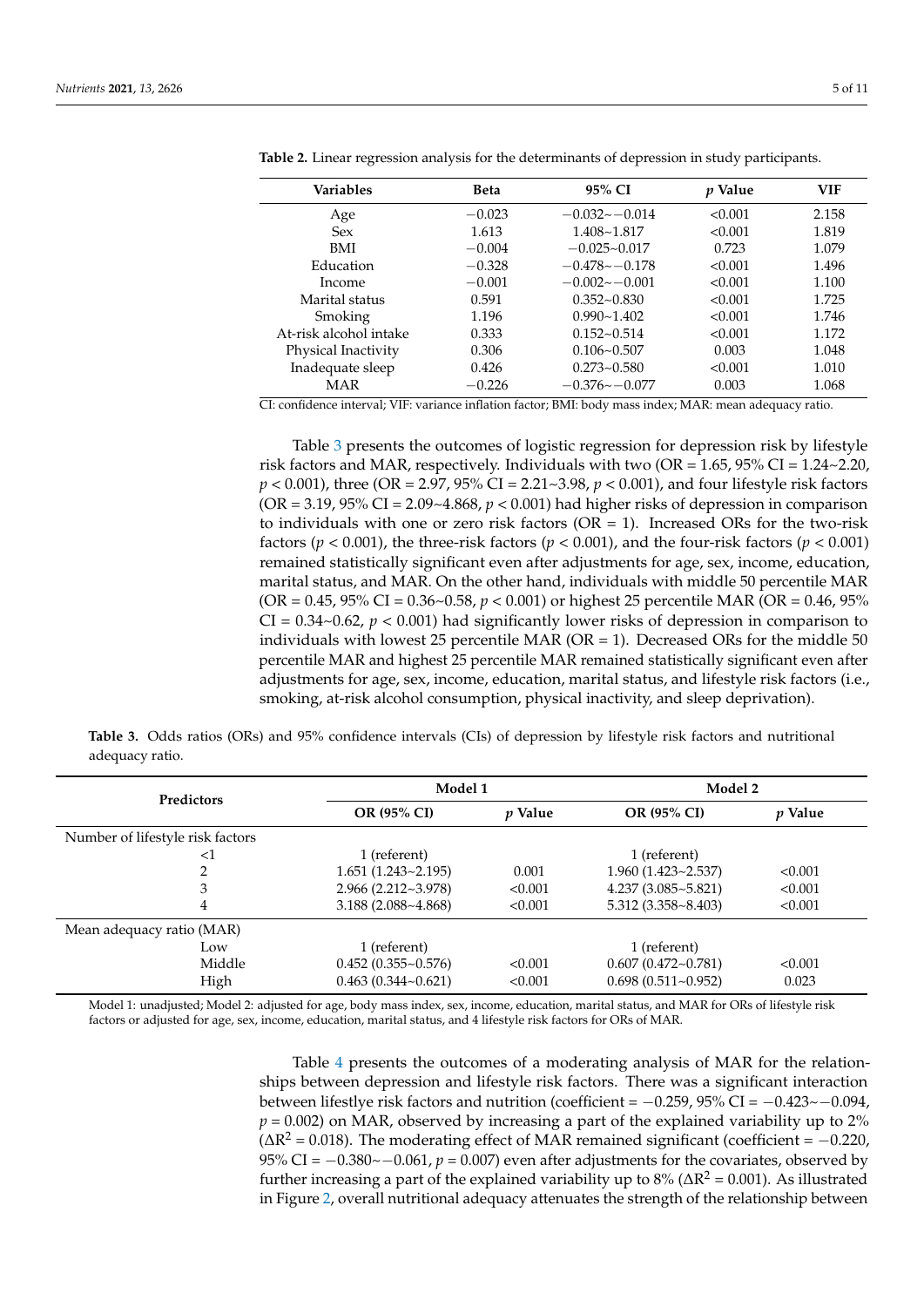**Table 2.** Linear regression analysis for the determinants of depression in study participants.

| Variables | Beta | 95% CI | *p* Value | VIF |
|---|---|---|---|---|
| Age | −0.023 | −0.032~−0.014 | <0.001 | 2.158 |
| Sex | 1.613 | 1.408~1.817 | <0.001 | 1.819 |
| BMI | −0.004 | −0.025~0.017 | 0.723 | 1.079 |
| Education | −0.328 | −0.478~−0.178 | <0.001 | 1.496 |
| Income | −0.001 | −0.002~−0.001 | <0.001 | 1.100 |
| Marital status | 0.591 | 0.352~0.830 | <0.001 | 1.725 |
| Smoking | 1.196 | 0.990~1.402 | <0.001 | 1.746 |
| At-risk alcohol intake | 0.333 | 0.152~0.514 | <0.001 | 1.172 |
| Physical Inactivity | 0.306 | 0.106~0.507 | 0.003 | 1.048 |
| Inadequate sleep | 0.426 | 0.273~0.580 | <0.001 | 1.010 |
| MAR | −0.226 | −0.376~−0.077 | 0.003 | 1.068 |

CI: confidence interval; VIF: variance inflation factor; BMI: body mass index; MAR: mean adequacy ratio.

Table 3 presents the outcomes of logistic regression for depression risk by lifestyle risk factors and MAR, respectively. Individuals with two (OR = 1.65, 95% CI = 1.24~2.20, $p < 0.001$), three (OR = 2.97, 95% CI = 2.21~3.98, $p < 0.001$), and four lifestyle risk factors (OR = 3.19, 95% CI = 2.09~4.868, $p < 0.001$) had higher risks of depression in comparison to individuals with one or zero risk factors (OR = 1). Increased ORs for the two-risk factors ($p < 0.001$), the three-risk factors ($p < 0.001$), and the four-risk factors ($p < 0.001$) remained statistically significant even after adjustments for age, sex, income, education, marital status, and MAR. On the other hand, individuals with middle 50 percentile MAR (OR = 0.45, 95% CI = 0.36~0.58, $p < 0.001$) or highest 25 percentile MAR (OR = 0.46, 95% CI = 0.34~0.62, $p < 0.001$) had significantly lower risks of depression in comparison to individuals with lowest 25 percentile MAR (OR = 1). Decreased ORs for the middle 50 percentile MAR and highest 25 percentile MAR remained statistically significant even after adjustments for age, sex, income, education, marital status, and lifestyle risk factors (i.e., smoking, at-risk alcohol consumption, physical inactivity, and sleep deprivation).

**Table 3.** Odds ratios (ORs) and 95% confidence intervals (CIs) of depression by lifestyle risk factors and nutritional adequacy ratio.

| Predictors | Model 1 | | Model 2 | |
|---|---|---|---|---|
| | **OR (95% CI)** | ***p* Value** | **OR (95% CI)** | ***p* Value** |
| Number of lifestyle risk factors | | | | |
| <1 | 1 (referent) | | 1 (referent) | |
| 2 | 1.651 (1.243~2.195) | 0.001 | 1.960 (1.423~2.537) | <0.001 |
| 3 | 2.966 (2.212~3.978) | <0.001 | 4.237 (3.085~5.821) | <0.001 |
| 4 | 3.188 (2.088~4.868) | <0.001 | 5.312 (3.358~8.403) | <0.001 |
| Mean adequacy ratio (MAR) | | | | |
| Low | 1 (referent) | | 1 (referent) | |
| Middle | 0.452 (0.355~0.576) | <0.001 | 0.607 (0.472~0.781) | <0.001 |
| High | 0.463 (0.344~0.621) | <0.001 | 0.698 (0.511~0.952) | 0.023 |

Model 1: unadjusted; Model 2: adjusted for age, body mass index, sex, income, education, marital status, and MAR for ORs of lifestyle risk factors or adjusted for age, sex, income, education, marital status, and 4 lifestyle risk factors for ORs of MAR.

Table 4 presents the outcomes of a moderating analysis of MAR for the relationships between depression and lifestyle risk factors. There was a significant interaction between lifestlye risk factors and nutrition (coefficient = −0.259, 95% CI = −0.423~−0.094, $p = 0.002$) on MAR, observed by increasing a part of the explained variability up to 2% ($\Delta R^2 = 0.018$). The moderating effect of MAR remained significant (coefficient = −0.220, 95% CI = −0.380~−0.061, $p = 0.007$) even after adjustments for the covariates, observed by further increasing a part of the explained variability up to 8% ($\Delta R^2 = 0.001$). As illustrated in Figure 2, overall nutritional adequacy attenuates the strength of the relationship between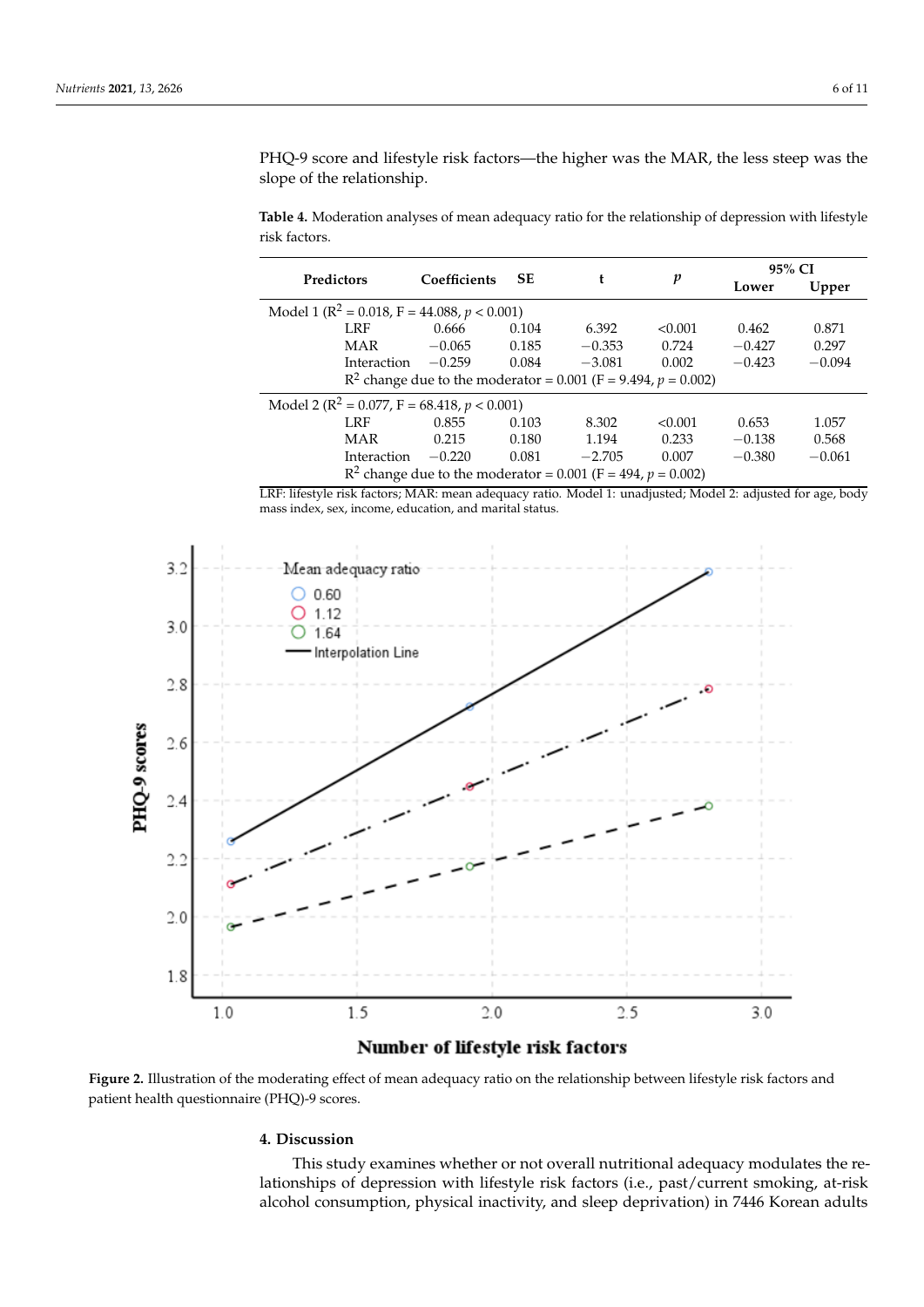PHQ-9 score and lifestyle risk factors—the higher was the MAR, the less steep was the slope of the relationship.

**Table 4.** Moderation analyses of mean adequacy ratio for the relationship of depression with lifestyle risk factors.

| Predictors | Coefficients | SE | t | $p$ | 95% CI Lower | 95% CI Upper |
|---|---|---|---|---|---|---|
| Model 1 ($R^2 = 0.018$, $F = 44.088$, $p < 0.001$) | | | | | | |
| LRF | 0.666 | 0.104 | 6.392 | <0.001 | 0.462 | 0.871 |
| MAR | −0.065 | 0.185 | −0.353 | 0.724 | −0.427 | 0.297 |
| Interaction | −0.259 | 0.084 | −3.081 | 0.002 | −0.423 | −0.094 |
| $R^2$ change due to the moderator = 0.001 ($F = 9.494$, $p = 0.002$) | | | | | | |
| Model 2 ($R^2 = 0.077$, $F = 68.418$, $p < 0.001$) | | | | | | |
| LRF | 0.855 | 0.103 | 8.302 | <0.001 | 0.653 | 1.057 |
| MAR | 0.215 | 0.180 | 1.194 | 0.233 | −0.138 | 0.568 |
| Interaction | −0.220 | 0.081 | −2.705 | 0.007 | −0.380 | −0.061 |
| $R^2$ change due to the moderator = 0.001 ($F = 494$, $p = 0.002$) | | | | | | |

LRF: lifestyle risk factors; MAR: mean adequacy ratio. Model 1: unadjusted; Model 2: adjusted for age, body mass index, sex, income, education, and marital status.

**Figure 2.** Illustration of the moderating effect of mean adequacy ratio on the relationship between lifestyle risk factors and patient health questionnaire (PHQ)-9 scores.

## 4. Discussion

This study examines whether or not overall nutritional adequacy modulates the relationships of depression with lifestyle risk factors (i.e., past/current smoking, at-risk alcohol consumption, physical inactivity, and sleep deprivation) in 7446 Korean adults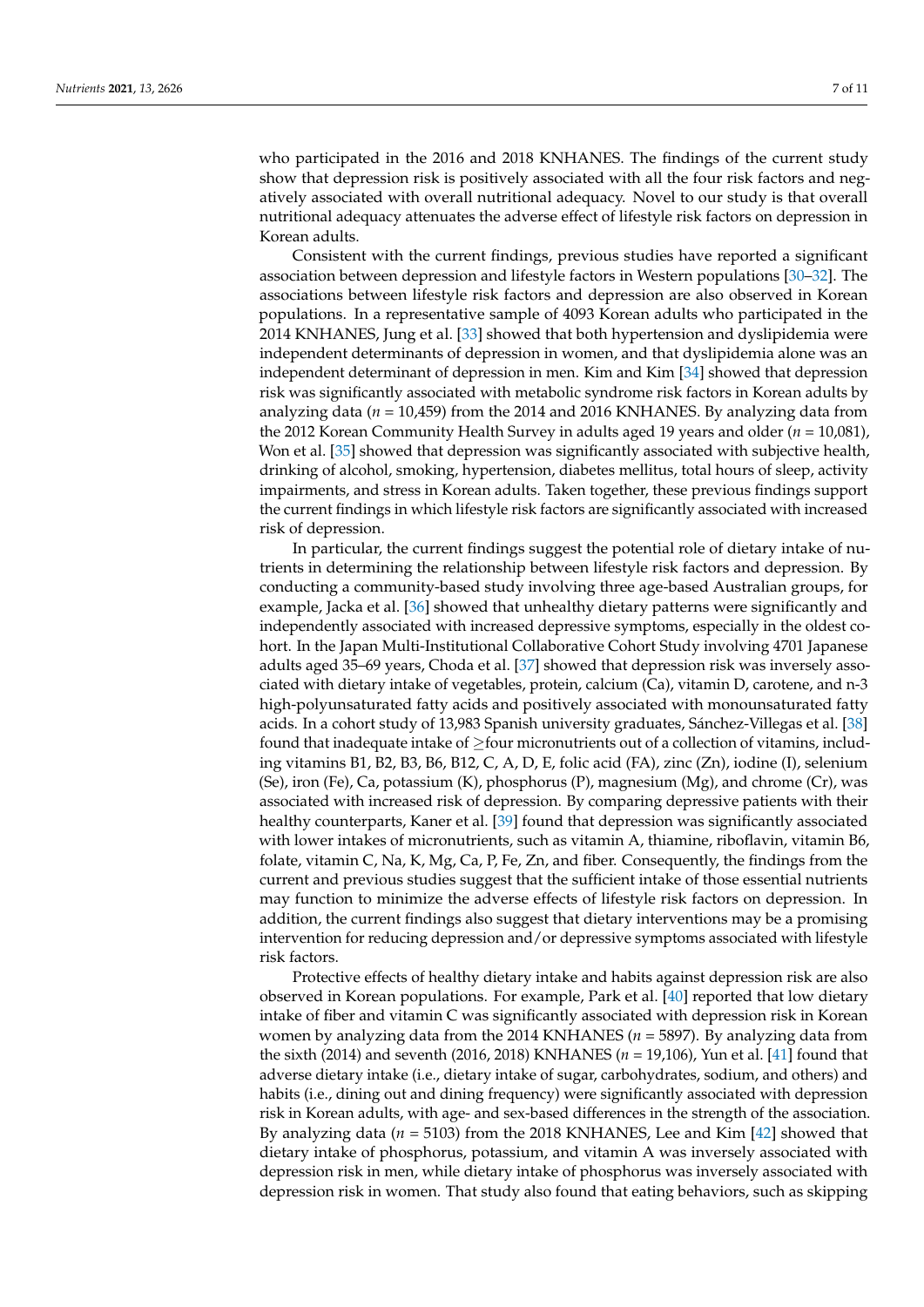who participated in the 2016 and 2018 KNHANES. The findings of the current study show that depression risk is positively associated with all the four risk factors and negatively associated with overall nutritional adequacy. Novel to our study is that overall nutritional adequacy attenuates the adverse effect of lifestyle risk factors on depression in Korean adults.

Consistent with the current findings, previous studies have reported a significant association between depression and lifestyle factors in Western populations [30–32]. The associations between lifestyle risk factors and depression are also observed in Korean populations. In a representative sample of 4093 Korean adults who participated in the 2014 KNHANES, Jung et al. [33] showed that both hypertension and dyslipidemia were independent determinants of depression in women, and that dyslipidemia alone was an independent determinant of depression in men. Kim and Kim [34] showed that depression risk was significantly associated with metabolic syndrome risk factors in Korean adults by analyzing data ($n$ = 10,459) from the 2014 and 2016 KNHANES. By analyzing data from the 2012 Korean Community Health Survey in adults aged 19 years and older ($n$ = 10,081), Won et al. [35] showed that depression was significantly associated with subjective health, drinking of alcohol, smoking, hypertension, diabetes mellitus, total hours of sleep, activity impairments, and stress in Korean adults. Taken together, these previous findings support the current findings in which lifestyle risk factors are significantly associated with increased risk of depression.

In particular, the current findings suggest the potential role of dietary intake of nutrients in determining the relationship between lifestyle risk factors and depression. By conducting a community-based study involving three age-based Australian groups, for example, Jacka et al. [36] showed that unhealthy dietary patterns were significantly and independently associated with increased depressive symptoms, especially in the oldest cohort. In the Japan Multi-Institutional Collaborative Cohort Study involving 4701 Japanese adults aged 35–69 years, Choda et al. [37] showed that depression risk was inversely associated with dietary intake of vegetables, protein, calcium (Ca), vitamin D, carotene, and n-3 high-polyunsaturated fatty acids and positively associated with monounsaturated fatty acids. In a cohort study of 13,983 Spanish university graduates, Sánchez-Villegas et al. [38] found that inadequate intake of ≥four micronutrients out of a collection of vitamins, including vitamins B1, B2, B3, B6, B12, C, A, D, E, folic acid (FA), zinc (Zn), iodine (I), selenium (Se), iron (Fe), Ca, potassium (K), phosphorus (P), magnesium (Mg), and chrome (Cr), was associated with increased risk of depression. By comparing depressive patients with their healthy counterparts, Kaner et al. [39] found that depression was significantly associated with lower intakes of micronutrients, such as vitamin A, thiamine, riboflavin, vitamin B6, folate, vitamin C, Na, K, Mg, Ca, P, Fe, Zn, and fiber. Consequently, the findings from the current and previous studies suggest that the sufficient intake of those essential nutrients may function to minimize the adverse effects of lifestyle risk factors on depression. In addition, the current findings also suggest that dietary interventions may be a promising intervention for reducing depression and/or depressive symptoms associated with lifestyle risk factors.

Protective effects of healthy dietary intake and habits against depression risk are also observed in Korean populations. For example, Park et al. [40] reported that low dietary intake of fiber and vitamin C was significantly associated with depression risk in Korean women by analyzing data from the 2014 KNHANES ($n$ = 5897). By analyzing data from the sixth (2014) and seventh (2016, 2018) KNHANES ($n$ = 19,106), Yun et al. [41] found that adverse dietary intake (i.e., dietary intake of sugar, carbohydrates, sodium, and others) and habits (i.e., dining out and dining frequency) were significantly associated with depression risk in Korean adults, with age- and sex-based differences in the strength of the association. By analyzing data ($n$ = 5103) from the 2018 KNHANES, Lee and Kim [42] showed that dietary intake of phosphorus, potassium, and vitamin A was inversely associated with depression risk in men, while dietary intake of phosphorus was inversely associated with depression risk in women. That study also found that eating behaviors, such as skipping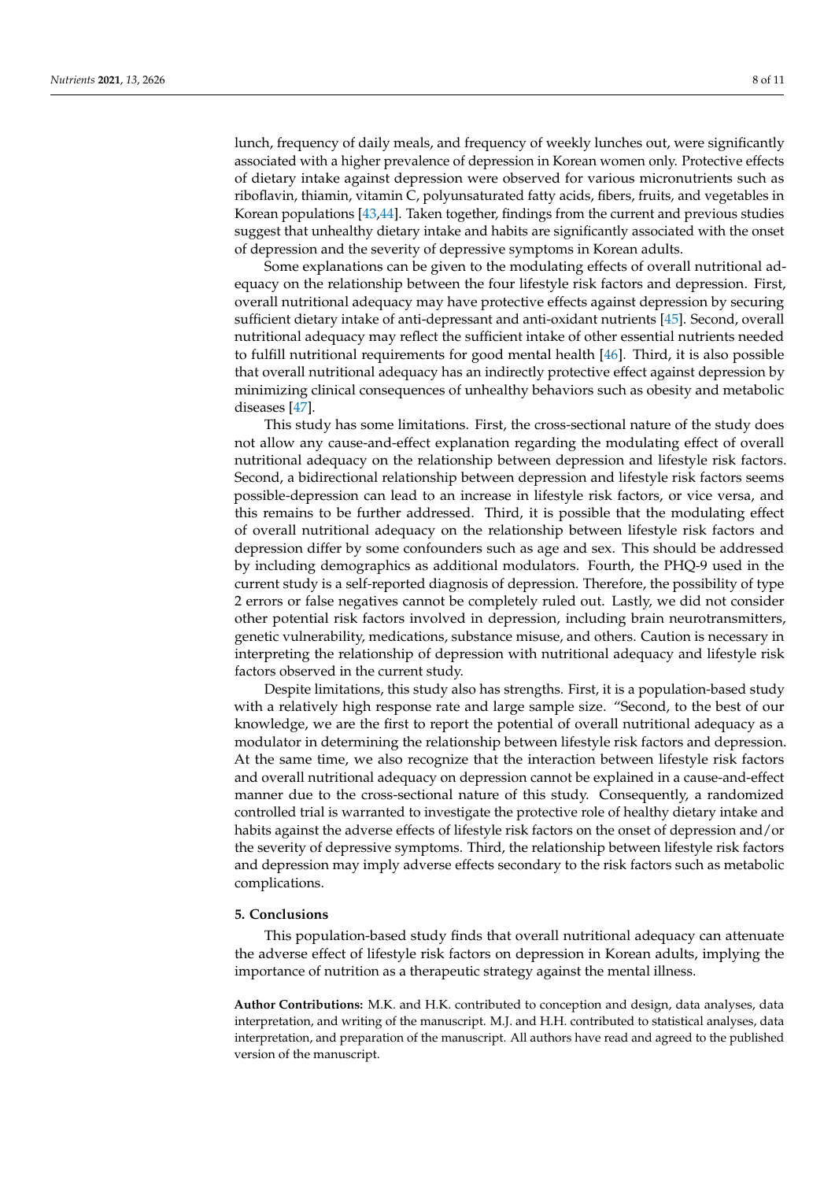lunch, frequency of daily meals, and frequency of weekly lunches out, were significantly associated with a higher prevalence of depression in Korean women only. Protective effects of dietary intake against depression were observed for various micronutrients such as riboflavin, thiamin, vitamin C, polyunsaturated fatty acids, fibers, fruits, and vegetables in Korean populations [43,44]. Taken together, findings from the current and previous studies suggest that unhealthy dietary intake and habits are significantly associated with the onset of depression and the severity of depressive symptoms in Korean adults.

Some explanations can be given to the modulating effects of overall nutritional adequacy on the relationship between the four lifestyle risk factors and depression. First, overall nutritional adequacy may have protective effects against depression by securing sufficient dietary intake of anti-depressant and anti-oxidant nutrients [45]. Second, overall nutritional adequacy may reflect the sufficient intake of other essential nutrients needed to fulfill nutritional requirements for good mental health [46]. Third, it is also possible that overall nutritional adequacy has an indirectly protective effect against depression by minimizing clinical consequences of unhealthy behaviors such as obesity and metabolic diseases [47].

This study has some limitations. First, the cross-sectional nature of the study does not allow any cause-and-effect explanation regarding the modulating effect of overall nutritional adequacy on the relationship between depression and lifestyle risk factors. Second, a bidirectional relationship between depression and lifestyle risk factors seems possible-depression can lead to an increase in lifestyle risk factors, or vice versa, and this remains to be further addressed. Third, it is possible that the modulating effect of overall nutritional adequacy on the relationship between lifestyle risk factors and depression differ by some confounders such as age and sex. This should be addressed by including demographics as additional modulators. Fourth, the PHQ-9 used in the current study is a self-reported diagnosis of depression. Therefore, the possibility of type 2 errors or false negatives cannot be completely ruled out. Lastly, we did not consider other potential risk factors involved in depression, including brain neurotransmitters, genetic vulnerability, medications, substance misuse, and others. Caution is necessary in interpreting the relationship of depression with nutritional adequacy and lifestyle risk factors observed in the current study.

Despite limitations, this study also has strengths. First, it is a population-based study with a relatively high response rate and large sample size. "Second, to the best of our knowledge, we are the first to report the potential of overall nutritional adequacy as a modulator in determining the relationship between lifestyle risk factors and depression. At the same time, we also recognize that the interaction between lifestyle risk factors and overall nutritional adequacy on depression cannot be explained in a cause-and-effect manner due to the cross-sectional nature of this study. Consequently, a randomized controlled trial is warranted to investigate the protective role of healthy dietary intake and habits against the adverse effects of lifestyle risk factors on the onset of depression and/or the severity of depressive symptoms. Third, the relationship between lifestyle risk factors and depression may imply adverse effects secondary to the risk factors such as metabolic complications.

## 5. Conclusions

This population-based study finds that overall nutritional adequacy can attenuate the adverse effect of lifestyle risk factors on depression in Korean adults, implying the importance of nutrition as a therapeutic strategy against the mental illness.

**Author Contributions:** M.K. and H.K. contributed to conception and design, data analyses, data interpretation, and writing of the manuscript. M.J. and H.H. contributed to statistical analyses, data interpretation, and preparation of the manuscript. All authors have read and agreed to the published version of the manuscript.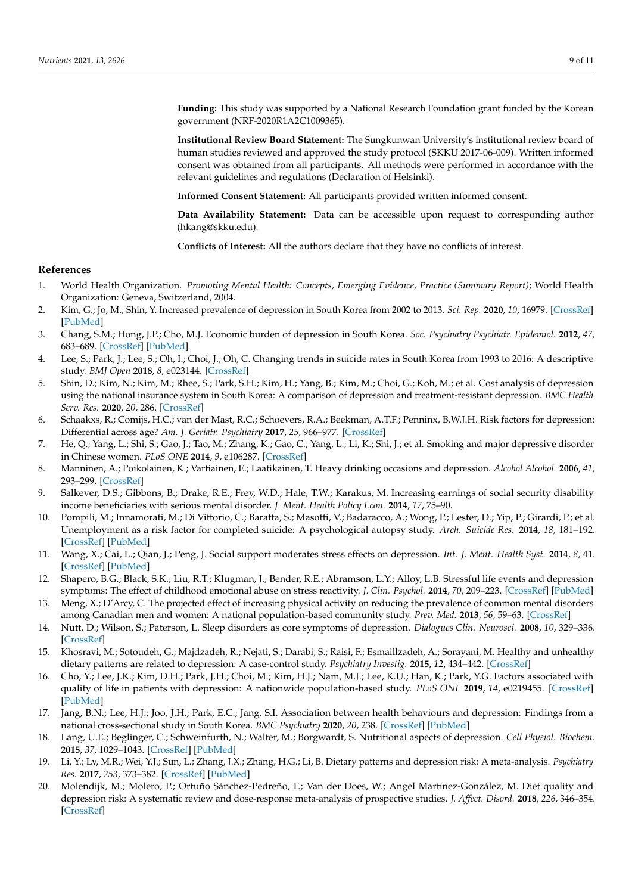**Funding:** This study was supported by a National Research Foundation grant funded by the Korean government (NRF-2020R1A2C1009365).

**Institutional Review Board Statement:** The Sungkunwan University's institutional review board of human studies reviewed and approved the study protocol (SKKU 2017-06-009). Written informed consent was obtained from all participants. All methods were performed in accordance with the relevant guidelines and regulations (Declaration of Helsinki).

**Informed Consent Statement:** All participants provided written informed consent.

**Data Availability Statement:** Data can be accessible upon request to corresponding author (hkang@skku.edu).

**Conflicts of Interest:** All the authors declare that they have no conflicts of interest.

## References

1. World Health Organization. *Promoting Mental Health: Concepts, Emerging Evidence, Practice (Summary Report)*; World Health Organization: Geneva, Switzerland, 2004.
2. Kim, G.; Jo, M.; Shin, Y. Increased prevalence of depression in South Korea from 2002 to 2013. *Sci. Rep.* **2020**, *10*, 16979. [CrossRef] [PubMed]
3. Chang, S.M.; Hong, J.P.; Cho, M.J. Economic burden of depression in South Korea. *Soc. Psychiatry Psychiatr. Epidemiol.* **2012**, *47*, 683–689. [CrossRef] [PubMed]
4. Lee, S.; Park, J.; Lee, S.; Oh, I.; Choi, J.; Oh, C. Changing trends in suicide rates in South Korea from 1993 to 2016: A descriptive study. *BMJ Open* **2018**, *8*, e023144. [CrossRef]
5. Shin, D.; Kim, N.; Kim, M.; Rhee, S.; Park, S.H.; Kim, H.; Yang, B.; Kim, M.; Choi, G.; Koh, M.; et al. Cost analysis of depression using the national insurance system in South Korea: A comparison of depression and treatment-resistant depression. *BMC Health Serv. Res.* **2020**, *20*, 286. [CrossRef]
6. Schaakxs, R.; Comijs, H.C.; van der Mast, R.C.; Schoevers, R.A.; Beekman, A.T.F.; Penninx, B.W.J.H. Risk factors for depression: Differential across age? *Am. J. Geriatr. Psychiatry* **2017**, *25*, 966–977. [CrossRef]
7. He, Q.; Yang, L.; Shi, S.; Gao, J.; Tao, M.; Zhang, K.; Gao, C.; Yang, L.; Li, K.; Shi, J.; et al. Smoking and major depressive disorder in Chinese women. *PLoS ONE* **2014**, *9*, e106287. [CrossRef]
8. Manninen, A.; Poikolainen, K.; Vartiainen, E.; Laatikainen, T. Heavy drinking occasions and depression. *Alcohol Alcohol.* **2006**, *41*, 293–299. [CrossRef]
9. Salkever, D.S.; Gibbons, B.; Drake, R.E.; Frey, W.D.; Hale, T.W.; Karakus, M. Increasing earnings of social security disability income beneficiaries with serious mental disorder. *J. Ment. Health Policy Econ.* **2014**, *17*, 75–90.
10. Pompili, M.; Innamorati, M.; Di Vittorio, C.; Baratta, S.; Masotti, V.; Badaracco, A.; Wong, P.; Lester, D.; Yip, P.; Girardi, P.; et al. Unemployment as a risk factor for completed suicide: A psychological autopsy study. *Arch. Suicide Res.* **2014**, *18*, 181–192. [CrossRef] [PubMed]
11. Wang, X.; Cai, L.; Qian, J.; Peng, J. Social support moderates stress effects on depression. *Int. J. Ment. Health Syst.* **2014**, *8*, 41. [CrossRef] [PubMed]
12. Shapero, B.G.; Black, S.K.; Liu, R.T.; Klugman, J.; Bender, R.E.; Abramson, L.Y.; Alloy, L.B. Stressful life events and depression symptoms: The effect of childhood emotional abuse on stress reactivity. *J. Clin. Psychol.* **2014**, *70*, 209–223. [CrossRef] [PubMed]
13. Meng, X.; D'Arcy, C. The projected effect of increasing physical activity on reducing the prevalence of common mental disorders among Canadian men and women: A national population-based community study. *Prev. Med.* **2013**, *56*, 59–63. [CrossRef]
14. Nutt, D.; Wilson, S.; Paterson, L. Sleep disorders as core symptoms of depression. *Dialogues Clin. Neurosci.* **2008**, *10*, 329–336. [CrossRef]
15. Khosravi, M.; Sotoudeh, G.; Majdzadeh, R.; Nejati, S.; Darabi, S.; Raisi, F.; Esmaillzadeh, A.; Sorayani, M. Healthy and unhealthy dietary patterns are related to depression: A case-control study. *Psychiatry Investig.* **2015**, *12*, 434–442. [CrossRef]
16. Cho, Y.; Lee, J.K.; Kim, D.H.; Park, J.H.; Choi, M.; Kim, H.J.; Nam, M.J.; Lee, K.U.; Han, K.; Park, Y.G. Factors associated with quality of life in patients with depression: A nationwide population-based study. *PLoS ONE* **2019**, *14*, e0219455. [CrossRef] [PubMed]
17. Jang, B.N.; Lee, H.J.; Joo, J.H.; Park, E.C.; Jang, S.I. Association between health behaviours and depression: Findings from a national cross-sectional study in South Korea. *BMC Psychiatry* **2020**, *20*, 238. [CrossRef] [PubMed]
18. Lang, U.E.; Beglinger, C.; Schweinfurth, N.; Walter, M.; Borgwardt, S. Nutritional aspects of depression. *Cell Physiol. Biochem.* **2015**, *37*, 1029–1043. [CrossRef] [PubMed]
19. Li, Y.; Lv, M.R.; Wei, Y.J.; Sun, L.; Zhang, J.X.; Zhang, H.G.; Li, B. Dietary patterns and depression risk: A meta-analysis. *Psychiatry Res.* **2017**, *253*, 373–382. [CrossRef] [PubMed]
20. Molendijk, M.; Molero, P.; Ortuño Sánchez-Pedreño, F.; Van der Does, W.; Angel Martínez-González, M. Diet quality and depression risk: A systematic review and dose-response meta-analysis of prospective studies. *J. Affect. Disord.* **2018**, *226*, 346–354. [CrossRef]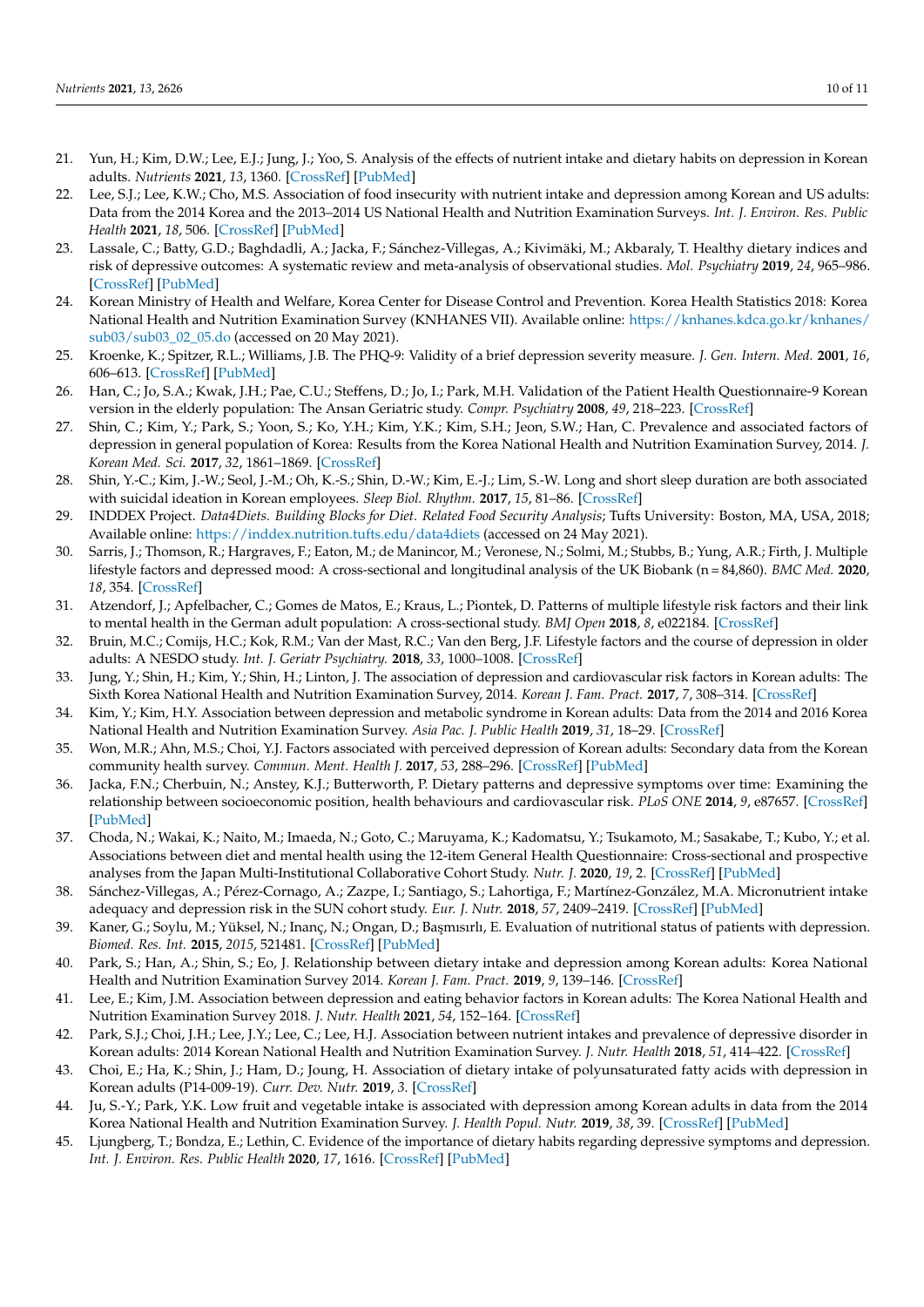21. Yun, H.; Kim, D.W.; Lee, E.J.; Jung, J.; Yoo, S. Analysis of the effects of nutrient intake and dietary habits on depression in Korean adults. *Nutrients* **2021**, *13*, 1360. [CrossRef] [PubMed]
22. Lee, S.J.; Lee, K.W.; Cho, M.S. Association of food insecurity with nutrient intake and depression among Korean and US adults: Data from the 2014 Korea and the 2013–2014 US National Health and Nutrition Examination Surveys. *Int. J. Environ. Res. Public Health* **2021**, *18*, 506. [CrossRef] [PubMed]
23. Lassale, C.; Batty, G.D.; Baghdadli, A.; Jacka, F.; Sánchez-Villegas, A.; Kivimäki, M.; Akbaraly, T. Healthy dietary indices and risk of depressive outcomes: A systematic review and meta-analysis of observational studies. *Mol. Psychiatry* **2019**, *24*, 965–986. [CrossRef] [PubMed]
24. Korean Ministry of Health and Welfare, Korea Center for Disease Control and Prevention. Korea Health Statistics 2018: Korea National Health and Nutrition Examination Survey (KNHANES VII). Available online: https://knhanes.kdca.go.kr/knhanes/sub03/sub03_02_05.do (accessed on 20 May 2021).
25. Kroenke, K.; Spitzer, R.L.; Williams, J.B. The PHQ-9: Validity of a brief depression severity measure. *J. Gen. Intern. Med.* **2001**, *16*, 606–613. [CrossRef] [PubMed]
26. Han, C.; Jo, S.A.; Kwak, J.H.; Pae, C.U.; Steffens, D.; Jo, I.; Park, M.H. Validation of the Patient Health Questionnaire-9 Korean version in the elderly population: The Ansan Geriatric study. *Compr. Psychiatry* **2008**, *49*, 218–223. [CrossRef]
27. Shin, C.; Kim, Y.; Park, S.; Yoon, S.; Ko, Y.H.; Kim, Y.K.; Kim, S.H.; Jeon, S.W.; Han, C. Prevalence and associated factors of depression in general population of Korea: Results from the Korea National Health and Nutrition Examination Survey, 2014. *J. Korean Med. Sci.* **2017**, *32*, 1861–1869. [CrossRef]
28. Shin, Y.-C.; Kim, J.-W.; Seol, J.-M.; Oh, K.-S.; Shin, D.-W.; Kim, E.-J.; Lim, S.-W. Long and short sleep duration are both associated with suicidal ideation in Korean employees. *Sleep Biol. Rhythm.* **2017**, *15*, 81–86. [CrossRef]
29. INDDEX Project. *Data4Diets. Building Blocks for Diet. Related Food Security Analysis*; Tufts University: Boston, MA, USA, 2018; Available online: https://inddex.nutrition.tufts.edu/data4diets (accessed on 24 May 2021).
30. Sarris, J.; Thomson, R.; Hargraves, F.; Eaton, M.; de Manincor, M.; Veronese, N.; Solmi, M.; Stubbs, B.; Yung, A.R.; Firth, J. Multiple lifestyle factors and depressed mood: A cross-sectional and longitudinal analysis of the UK Biobank (n = 84,860). *BMC Med.* **2020**, *18*, 354. [CrossRef]
31. Atzendorf, J.; Apfelbacher, C.; Gomes de Matos, E.; Kraus, L.; Piontek, D. Patterns of multiple lifestyle risk factors and their link to mental health in the German adult population: A cross-sectional study. *BMJ Open* **2018**, *8*, e022184. [CrossRef]
32. Bruin, M.C.; Comijs, H.C.; Kok, R.M.; Van der Mast, R.C.; Van den Berg, J.F. Lifestyle factors and the course of depression in older adults: A NESDO study. *Int. J. Geriatr Psychiatry.* **2018**, *33*, 1000–1008. [CrossRef]
33. Jung, Y.; Shin, H.; Kim, Y.; Shin, H.; Linton, J. The association of depression and cardiovascular risk factors in Korean adults: The Sixth Korea National Health and Nutrition Examination Survey, 2014. *Korean J. Fam. Pract.* **2017**, *7*, 308–314. [CrossRef]
34. Kim, Y.; Kim, H.Y. Association between depression and metabolic syndrome in Korean adults: Data from the 2014 and 2016 Korea National Health and Nutrition Examination Survey. *Asia Pac. J. Public Health* **2019**, *31*, 18–29. [CrossRef]
35. Won, M.R.; Ahn, M.S.; Choi, Y.J. Factors associated with perceived depression of Korean adults: Secondary data from the Korean community health survey. *Commun. Ment. Health J.* **2017**, *53*, 288–296. [CrossRef] [PubMed]
36. Jacka, F.N.; Cherbuin, N.; Anstey, K.J.; Butterworth, P. Dietary patterns and depressive symptoms over time: Examining the relationship between socioeconomic position, health behaviours and cardiovascular risk. *PLoS ONE* **2014**, *9*, e87657. [CrossRef] [PubMed]
37. Choda, N.; Wakai, K.; Naito, M.; Imaeda, N.; Goto, C.; Maruyama, K.; Kadomatsu, Y.; Tsukamoto, M.; Sasakabe, T.; Kubo, Y.; et al. Associations between diet and mental health using the 12-item General Health Questionnaire: Cross-sectional and prospective analyses from the Japan Multi-Institutional Collaborative Cohort Study. *Nutr. J.* **2020**, *19*, 2. [CrossRef] [PubMed]
38. Sánchez-Villegas, A.; Pérez-Cornago, A.; Zazpe, I.; Santiago, S.; Lahortiga, F.; Martínez-González, M.A. Micronutrient intake adequacy and depression risk in the SUN cohort study. *Eur. J. Nutr.* **2018**, *57*, 2409–2419. [CrossRef] [PubMed]
39. Kaner, G.; Soylu, M.; Yüksel, N.; Inanç, N.; Ongan, D.; Başmısırlı, E. Evaluation of nutritional status of patients with depression. *Biomed. Res. Int.* **2015**, *2015*, 521481. [CrossRef] [PubMed]
40. Park, S.; Han, A.; Shin, S.; Eo, J. Relationship between dietary intake and depression among Korean adults: Korea National Health and Nutrition Examination Survey 2014. *Korean J. Fam. Pract.* **2019**, *9*, 139–146. [CrossRef]
41. Lee, E.; Kim, J.M. Association between depression and eating behavior factors in Korean adults: The Korea National Health and Nutrition Examination Survey 2018. *J. Nutr. Health* **2021**, *54*, 152–164. [CrossRef]
42. Park, S.J.; Choi, J.H.; Lee, J.Y.; Lee, C.; Lee, H.J. Association between nutrient intakes and prevalence of depressive disorder in Korean adults: 2014 Korean National Health and Nutrition Examination Survey. *J. Nutr. Health* **2018**, *51*, 414–422. [CrossRef]
43. Choi, E.; Ha, K.; Shin, J.; Ham, D.; Joung, H. Association of dietary intake of polyunsaturated fatty acids with depression in Korean adults (P14-009-19). *Curr. Dev. Nutr.* **2019**, 3. [CrossRef]
44. Ju, S.-Y.; Park, Y.K. Low fruit and vegetable intake is associated with depression among Korean adults in data from the 2014 Korea National Health and Nutrition Examination Survey. *J. Health Popul. Nutr.* **2019**, *38*, 39. [CrossRef] [PubMed]
45. Ljungberg, T.; Bondza, E.; Lethin, C. Evidence of the importance of dietary habits regarding depressive symptoms and depression. *Int. J. Environ. Res. Public Health* **2020**, *17*, 1616. [CrossRef] [PubMed]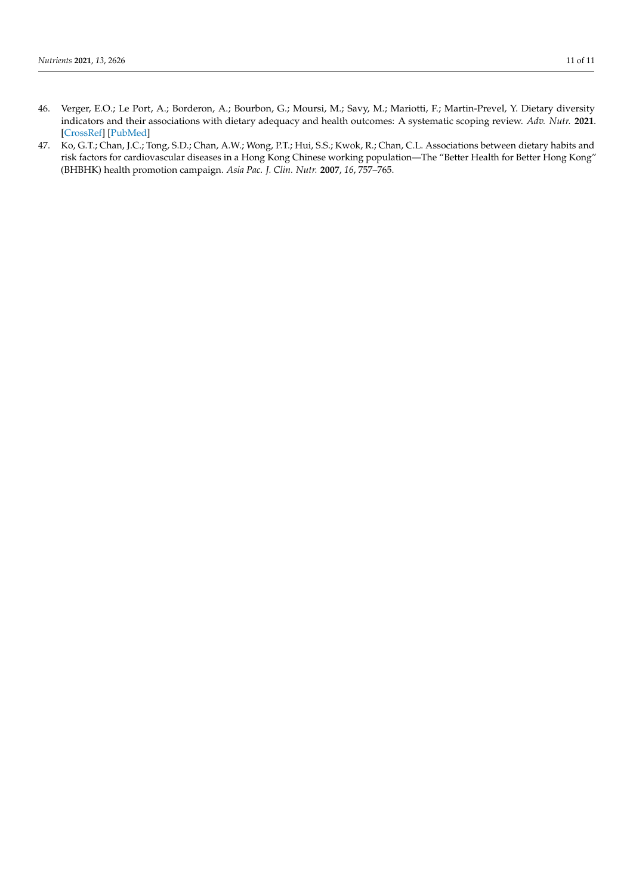46. Verger, E.O.; Le Port, A.; Borderon, A.; Bourbon, G.; Moursi, M.; Savy, M.; Mariotti, F.; Martin-Prevel, Y. Dietary diversity indicators and their associations with dietary adequacy and health outcomes: A systematic scoping review. *Adv. Nutr.* **2021**. [CrossRef] [PubMed]
47. Ko, G.T.; Chan, J.C.; Tong, S.D.; Chan, A.W.; Wong, P.T.; Hui, S.S.; Kwok, R.; Chan, C.L. Associations between dietary habits and risk factors for cardiovascular diseases in a Hong Kong Chinese working population—The "Better Health for Better Hong Kong" (BHBHK) health promotion campaign. *Asia Pac. J. Clin. Nutr.* **2007**, *16*, 757–765.